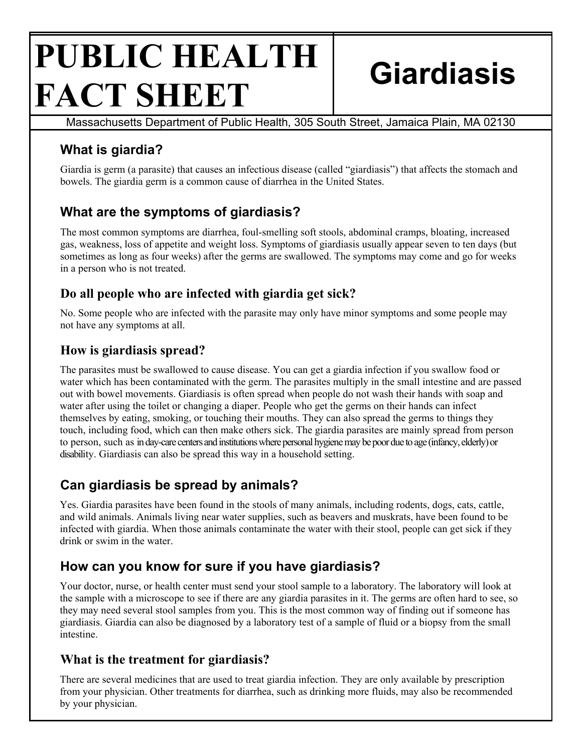# PUBLIC HEALTH FACT SHEET

# Giardiasis

Massachusetts Department of Public Health, 305 South Street, Jamaica Plain, MA 02130

## What is giardia?

Giardia is germ (a parasite) that causes an infectious disease (called "giardiasis") that affects the stomach and bowels. The giardia germ is a common cause of diarrhea in the United States.

## What are the symptoms of giardiasis?

The most common symptoms are diarrhea, foul-smelling soft stools, abdominal cramps, bloating, increased gas, weakness, loss of appetite and weight loss. Symptoms of giardiasis usually appear seven to ten days (but sometimes as long as four weeks) after the germs are swallowed. The symptoms may come and go for weeks in a person who is not treated.

## Do all people who are infected with giardia get sick?

No. Some people who are infected with the parasite may only have minor symptoms and some people may not have any symptoms at all.

## How is giardiasis spread?

The parasites must be swallowed to cause disease. You can get a giardia infection if you swallow food or water which has been contaminated with the germ. The parasites multiply in the small intestine and are passed out with bowel movements. Giardiasis is often spread when people do not wash their hands with soap and water after using the toilet or changing a diaper. People who get the germs on their hands can infect themselves by eating, smoking, or touching their mouths. They can also spread the germs to things they touch, including food, which can then make others sick. The giardia parasites are mainly spread from person to person, such as in day-care centers and institutions where personal hygiene may be poor due to age (infancy, elderly) or disability. Giardiasis can also be spread this way in a household setting.

## Can giardiasis be spread by animals?

Yes. Giardia parasites have been found in the stools of many animals, including rodents, dogs, cats, cattle, and wild animals. Animals living near water supplies, such as beavers and muskrats, have been found to be infected with giardia. When those animals contaminate the water with their stool, people can get sick if they drink or swim in the water.

## How can you know for sure if you have giardiasis?

Your doctor, nurse, or health center must send your stool sample to a laboratory. The laboratory will look at the sample with a microscope to see if there are any giardia parasites in it. The germs are often hard to see, so they may need several stool samples from you. This is the most common way of finding out if someone has giardiasis. Giardia can also be diagnosed by a laboratory test of a sample of fluid or a biopsy from the small intestine.

## What is the treatment for giardiasis?

There are several medicines that are used to treat giardia infection. They are only available by prescription from your physician. Other treatments for diarrhea, such as drinking more fluids, may also be recommended by your physician.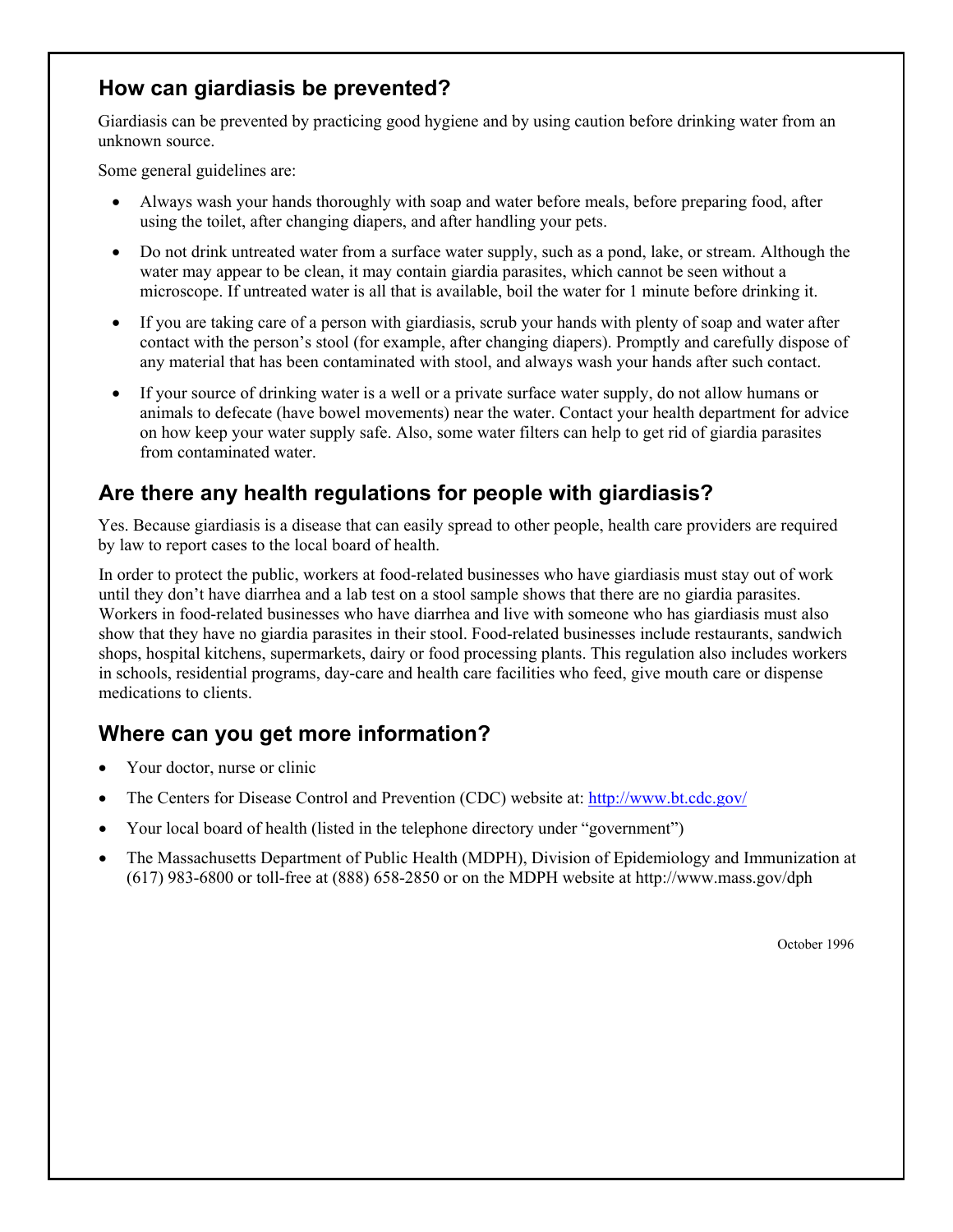## How can giardiasis be prevented?

Giardiasis can be prevented by practicing good hygiene and by using caution before drinking water from an unknown source.

Some general guidelines are:

- Always wash your hands thoroughly with soap and water before meals, before preparing food, after using the toilet, after changing diapers, and after handling your pets.
- Do not drink untreated water from a surface water supply, such as a pond, lake, or stream. Although the water may appear to be clean, it may contain giardia parasites, which cannot be seen without a microscope. If untreated water is all that is available, boil the water for 1 minute before drinking it.
- If you are taking care of a person with giardiasis, scrub your hands with plenty of soap and water after contact with the person's stool (for example, after changing diapers). Promptly and carefully dispose of any material that has been contaminated with stool, and always wash your hands after such contact.
- If your source of drinking water is a well or a private surface water supply, do not allow humans or animals to defecate (have bowel movements) near the water. Contact your health department for advice on how keep your water supply safe. Also, some water filters can help to get rid of giardia parasites from contaminated water.

## Are there any health regulations for people with giardiasis?

Yes. Because giardiasis is a disease that can easily spread to other people, health care providers are required by law to report cases to the local board of health.

In order to protect the public, workers at food-related businesses who have giardiasis must stay out of work until they don't have diarrhea and a lab test on a stool sample shows that there are no giardia parasites. Workers in food-related businesses who have diarrhea and live with someone who has giardiasis must also show that they have no giardia parasites in their stool. Food-related businesses include restaurants, sandwich shops, hospital kitchens, supermarkets, dairy or food processing plants. This regulation also includes workers in schools, residential programs, day-care and health care facilities who feed, give mouth care or dispense medications to clients.

## Where can you get more information?

- Your doctor, nurse or clinic
- The Centers for Disease Control and Prevention (CDC) website at: http://www.bt.cdc.gov/
- Your local board of health (listed in the telephone directory under "government")
- The Massachusetts Department of Public Health (MDPH), Division of Epidemiology and Immunization at (617) 983-6800 or toll-free at (888) 658-2850 or on the MDPH website at http://www.mass.gov/dph

October 1996